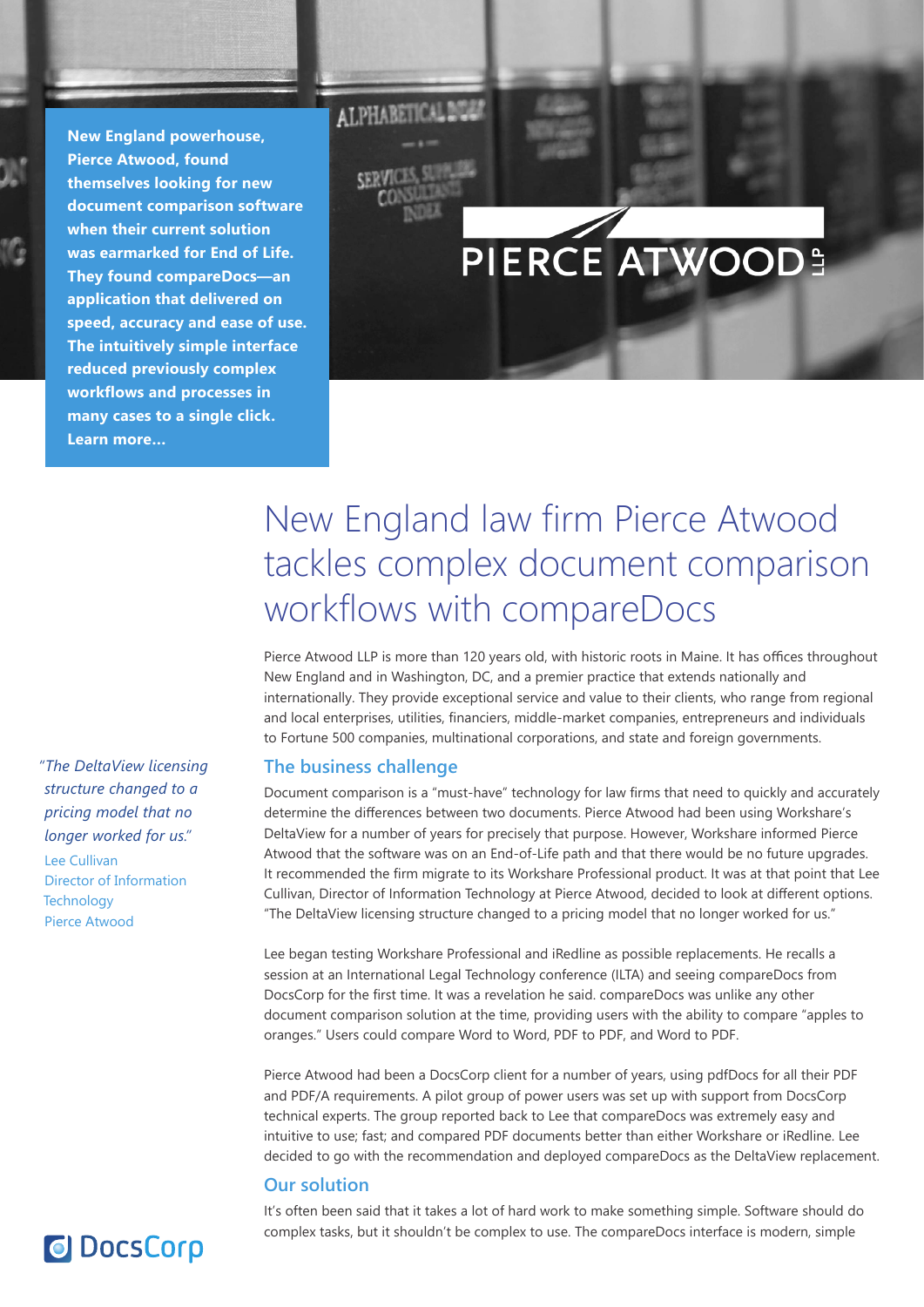**New England powerhouse, Pierce Atwood, found themselves looking for new document comparison software when their current solution was earmarked for End of Life. They found compareDocs—an application that delivered on speed, accuracy and ease of use. The intuitively simple interface reduced previously complex workflows and processes in many cases to a single click. Learn more…**

PIERCE ATWOOD LLP

# New England law firm Pierce Atwood tackles complex document comparison workflows with compareDocs

Pierce Atwood LLP is more than 120 years old, with historic roots in Maine. It has offices throughout New England and in Washington, DC, and a premier practice that extends nationally and internationally. They provide exceptional service and value to their clients, who range from regional and local enterprises, utilities, financiers, middle-market companies, entrepreneurs and individuals to Fortune 500 companies, multinational corporations, and state and foreign governments.

*"The DeltaView licensing structure changed to a pricing model that no longer worked for us."*

Lee Cullivan
Director of Information Technology
Pierce Atwood

## The business challenge

Document comparison is a "must-have" technology for law firms that need to quickly and accurately determine the differences between two documents. Pierce Atwood had been using Workshare's DeltaView for a number of years for precisely that purpose. However, Workshare informed Pierce Atwood that the software was on an End-of-Life path and that there would be no future upgrades. It recommended the firm migrate to its Workshare Professional product. It was at that point that Lee Cullivan, Director of Information Technology at Pierce Atwood, decided to look at different options. "The DeltaView licensing structure changed to a pricing model that no longer worked for us."

Lee began testing Workshare Professional and iRedline as possible replacements. He recalls a session at an International Legal Technology conference (ILTA) and seeing compareDocs from DocsCorp for the first time. It was a revelation he said. compareDocs was unlike any other document comparison solution at the time, providing users with the ability to compare "apples to oranges." Users could compare Word to Word, PDF to PDF, and Word to PDF.

Pierce Atwood had been a DocsCorp client for a number of years, using pdfDocs for all their PDF and PDF/A requirements. A pilot group of power users was set up with support from DocsCorp technical experts. The group reported back to Lee that compareDocs was extremely easy and intuitive to use; fast; and compared PDF documents better than either Workshare or iRedline. Lee decided to go with the recommendation and deployed compareDocs as the DeltaView replacement.

## Our solution

It's often been said that it takes a lot of hard work to make something simple. Software should do complex tasks, but it shouldn't be complex to use. The compareDocs interface is modern, simple

DocsCorp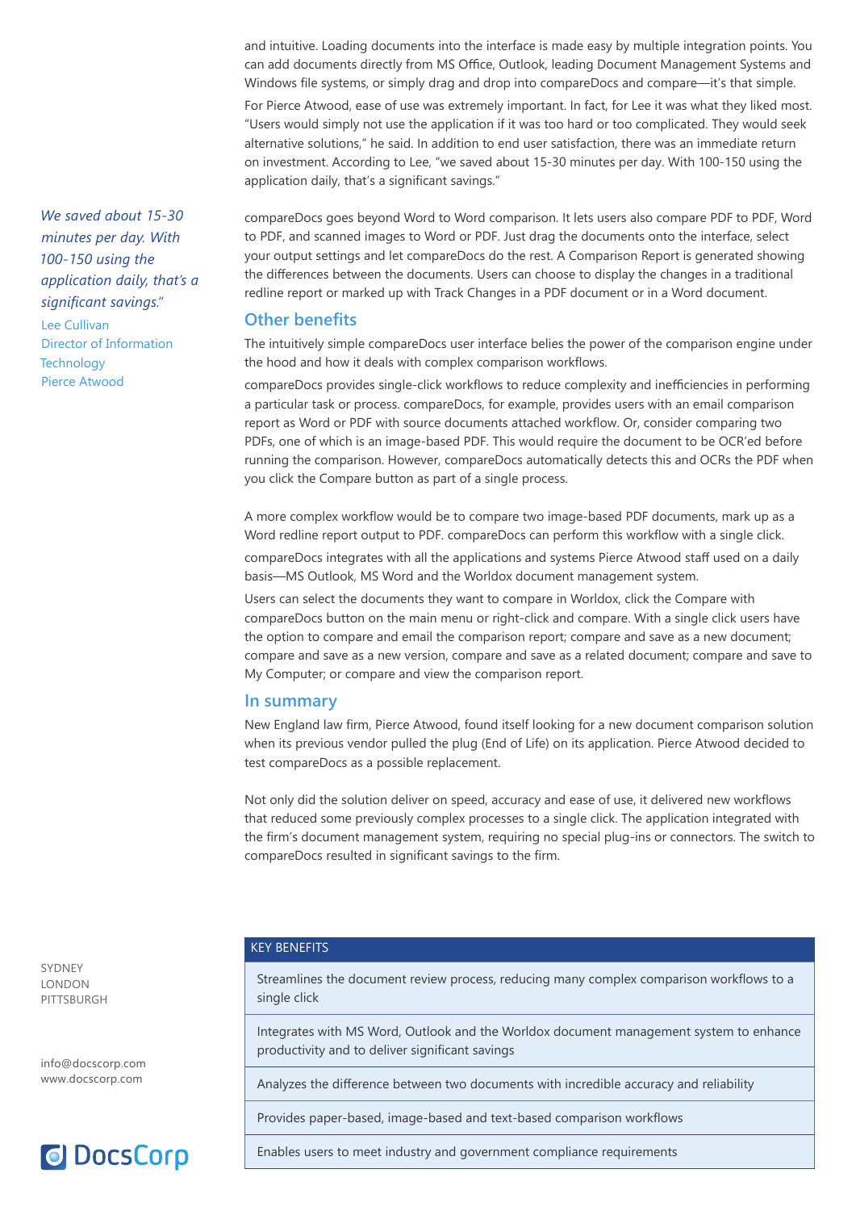and intuitive. Loading documents into the interface is made easy by multiple integration points. You can add documents directly from MS Office, Outlook, leading Document Management Systems and Windows file systems, or simply drag and drop into compareDocs and compare—it's that simple.

For Pierce Atwood, ease of use was extremely important. In fact, for Lee it was what they liked most. "Users would simply not use the application if it was too hard or too complicated. They would seek alternative solutions," he said. In addition to end user satisfaction, there was an immediate return on investment. According to Lee, "we saved about 15-30 minutes per day. With 100-150 using the application daily, that's a significant savings."

*We saved about 15-30 minutes per day. With 100-150 using the application daily, that's a significant savings."*

Lee Cullivan
Director of Information Technology
Pierce Atwood

compareDocs goes beyond Word to Word comparison. It lets users also compare PDF to PDF, Word to PDF, and scanned images to Word or PDF. Just drag the documents onto the interface, select your output settings and let compareDocs do the rest. A Comparison Report is generated showing the differences between the documents. Users can choose to display the changes in a traditional redline report or marked up with Track Changes in a PDF document or in a Word document.

## Other benefits

The intuitively simple compareDocs user interface belies the power of the comparison engine under the hood and how it deals with complex comparison workflows.

compareDocs provides single-click workflows to reduce complexity and inefficiencies in performing a particular task or process. compareDocs, for example, provides users with an email comparison report as Word or PDF with source documents attached workflow. Or, consider comparing two PDFs, one of which is an image-based PDF. This would require the document to be OCR'ed before running the comparison. However, compareDocs automatically detects this and OCRs the PDF when you click the Compare button as part of a single process.

A more complex workflow would be to compare two image-based PDF documents, mark up as a Word redline report output to PDF. compareDocs can perform this workflow with a single click.

compareDocs integrates with all the applications and systems Pierce Atwood staff used on a daily basis—MS Outlook, MS Word and the Worldox document management system.

Users can select the documents they want to compare in Worldox, click the Compare with compareDocs button on the main menu or right-click and compare. With a single click users have the option to compare and email the comparison report; compare and save as a new document; compare and save as a new version, compare and save as a related document; compare and save to My Computer; or compare and view the comparison report.

## In summary

New England law firm, Pierce Atwood, found itself looking for a new document comparison solution when its previous vendor pulled the plug (End of Life) on its application. Pierce Atwood decided to test compareDocs as a possible replacement.

Not only did the solution deliver on speed, accuracy and ease of use, it delivered new workflows that reduced some previously complex processes to a single click. The application integrated with the firm's document management system, requiring no special plug-ins or connectors. The switch to compareDocs resulted in significant savings to the firm.

| KEY BENEFITS |
|---|
| Streamlines the document review process, reducing many complex comparison workflows to a single click |
| Integrates with MS Word, Outlook and the Worldox document management system to enhance productivity and to deliver significant savings |
| Analyzes the difference between two documents with incredible accuracy and reliability |
| Provides paper-based, image-based and text-based comparison workflows |
| Enables users to meet industry and government compliance requirements |

SYDNEY
LONDON
PITTSBURGH

info@docscorp.com
www.docscorp.com

DocsCorp